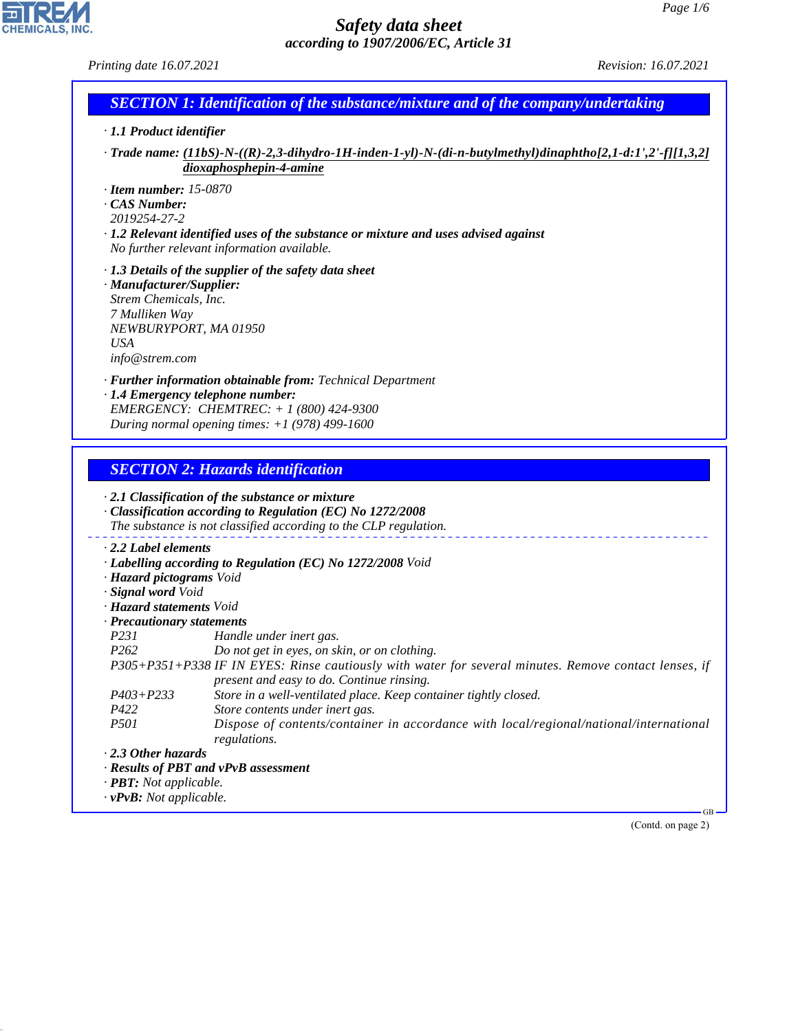# Safety data sheet

*according to 1907/2006/EC, Article 31*

*Printing date 16.07.2021* *Revision: 16.07.2021*

## SECTION 1: Identification of the substance/mixture and of the company/undertaking

· **1.1 Product identifier**

· **Trade name:** **(11bS)-N-((R)-2,3-dihydro-1H-inden-1-yl)-N-(di-n-butylmethyl)dinaphtho[2,1-d:1',2'-f][1,3,2]dioxaphosphepin-4-amine**

· **Item number:** 15-0870

· **CAS Number:**
2019254-27-2

· **1.2 Relevant identified uses of the substance or mixture and uses advised against**
No further relevant information available.

· **1.3 Details of the supplier of the safety data sheet**

· **Manufacturer/Supplier:**
Strem Chemicals, Inc.
7 Mulliken Way
NEWBURYPORT, MA 01950
USA
info@strem.com

· **Further information obtainable from:** Technical Department

· **1.4 Emergency telephone number:**
EMERGENCY: CHEMTREC: + 1 (800) 424-9300
During normal opening times: +1 (978) 499-1600

## SECTION 2: Hazards identification

· **2.1 Classification of the substance or mixture**

· **Classification according to Regulation (EC) No 1272/2008**
The substance is not classified according to the CLP regulation.

· **2.2 Label elements**

· **Labelling according to Regulation (EC) No 1272/2008** Void

· **Hazard pictograms** Void

· **Signal word** Void

· **Hazard statements** Void

· **Precautionary statements**

| | |
|---|---|
| P231 | Handle under inert gas. |
| P262 | Do not get in eyes, on skin, or on clothing. |
| P305+P351+P338 | IF IN EYES: Rinse cautiously with water for several minutes. Remove contact lenses, if present and easy to do. Continue rinsing. |
| P403+P233 | Store in a well-ventilated place. Keep container tightly closed. |
| P422 | Store contents under inert gas. |
| P501 | Dispose of contents/container in accordance with local/regional/national/international regulations. |

· **2.3 Other hazards**

· **Results of PBT and vPvB assessment**

· **PBT:** Not applicable.

· **vPvB:** Not applicable.

(Contd. on page 2)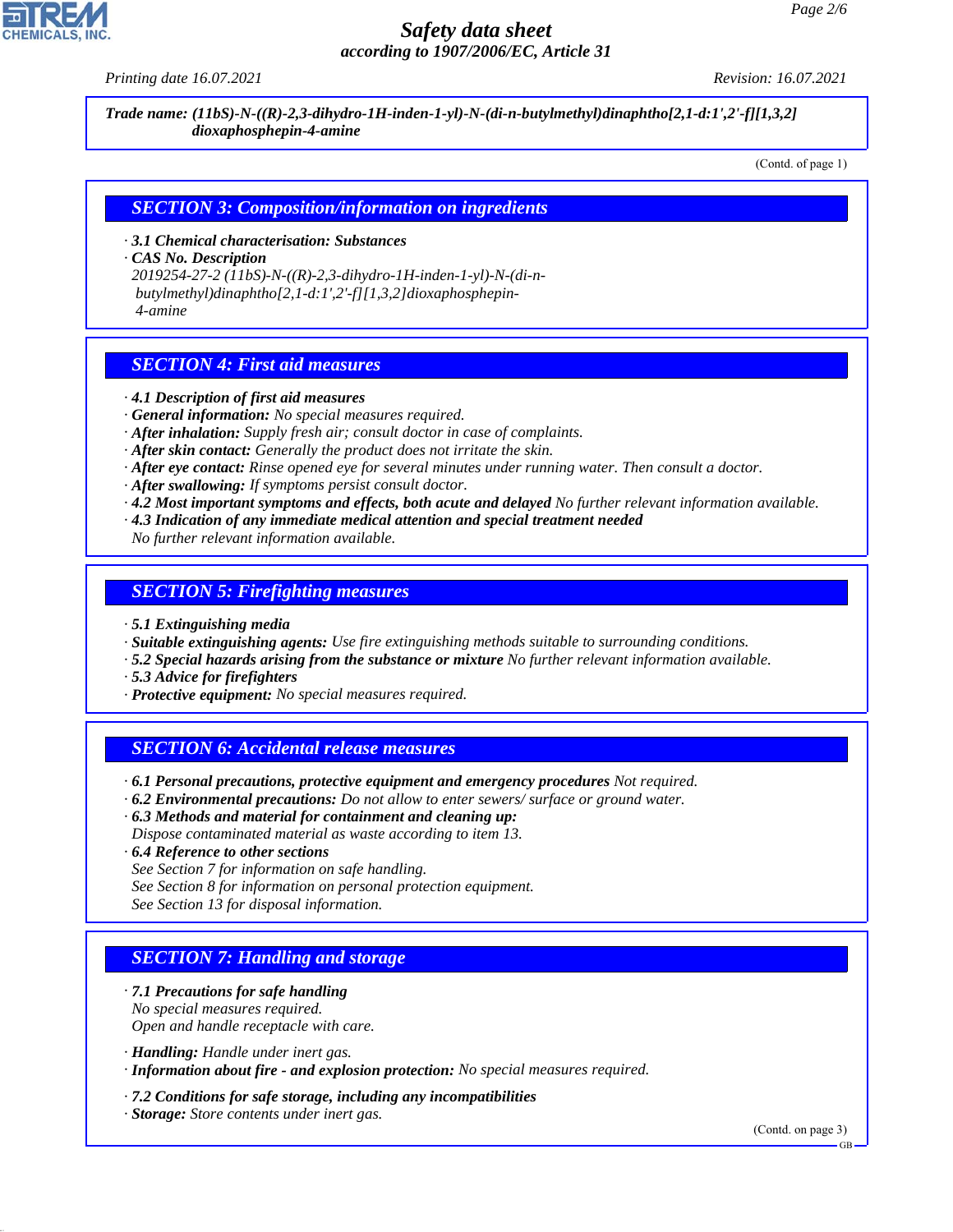**Trade name: (11bS)-N-((R)-2,3-dihydro-1H-inden-1-yl)-N-(di-n-butylmethyl)dinaphtho[2,1-d:1',2'-f][1,3,2] dioxaphosphepin-4-amine**

(Contd. of page 1)

## SECTION 3: Composition/information on ingredients

· **3.1 Chemical characterisation: Substances**
· **CAS No. Description**
2019254-27-2 (11bS)-N-((R)-2,3-dihydro-1H-inden-1-yl)-N-(di-n-butylmethyl)dinaphtho[2,1-d:1',2'-f][1,3,2]dioxaphosphepin-4-amine

## SECTION 4: First aid measures

· **4.1 Description of first aid measures**
· **General information:** No special measures required.
· **After inhalation:** Supply fresh air; consult doctor in case of complaints.
· **After skin contact:** Generally the product does not irritate the skin.
· **After eye contact:** Rinse opened eye for several minutes under running water. Then consult a doctor.
· **After swallowing:** If symptoms persist consult doctor.
· **4.2 Most important symptoms and effects, both acute and delayed** No further relevant information available.
· **4.3 Indication of any immediate medical attention and special treatment needed**
No further relevant information available.

## SECTION 5: Firefighting measures

· **5.1 Extinguishing media**
· **Suitable extinguishing agents:** Use fire extinguishing methods suitable to surrounding conditions.
· **5.2 Special hazards arising from the substance or mixture** No further relevant information available.
· **5.3 Advice for firefighters**
· **Protective equipment:** No special measures required.

## SECTION 6: Accidental release measures

· **6.1 Personal precautions, protective equipment and emergency procedures** Not required.
· **6.2 Environmental precautions:** Do not allow to enter sewers/ surface or ground water.
· **6.3 Methods and material for containment and cleaning up:**
Dispose contaminated material as waste according to item 13.
· **6.4 Reference to other sections**
See Section 7 for information on safe handling.
See Section 8 for information on personal protection equipment.
See Section 13 for disposal information.

## SECTION 7: Handling and storage

· **7.1 Precautions for safe handling**
No special measures required.
Open and handle receptacle with care.

· **Handling:** Handle under inert gas.
· **Information about fire - and explosion protection:** No special measures required.

· **7.2 Conditions for safe storage, including any incompatibilities**
· **Storage:** Store contents under inert gas.

(Contd. on page 3)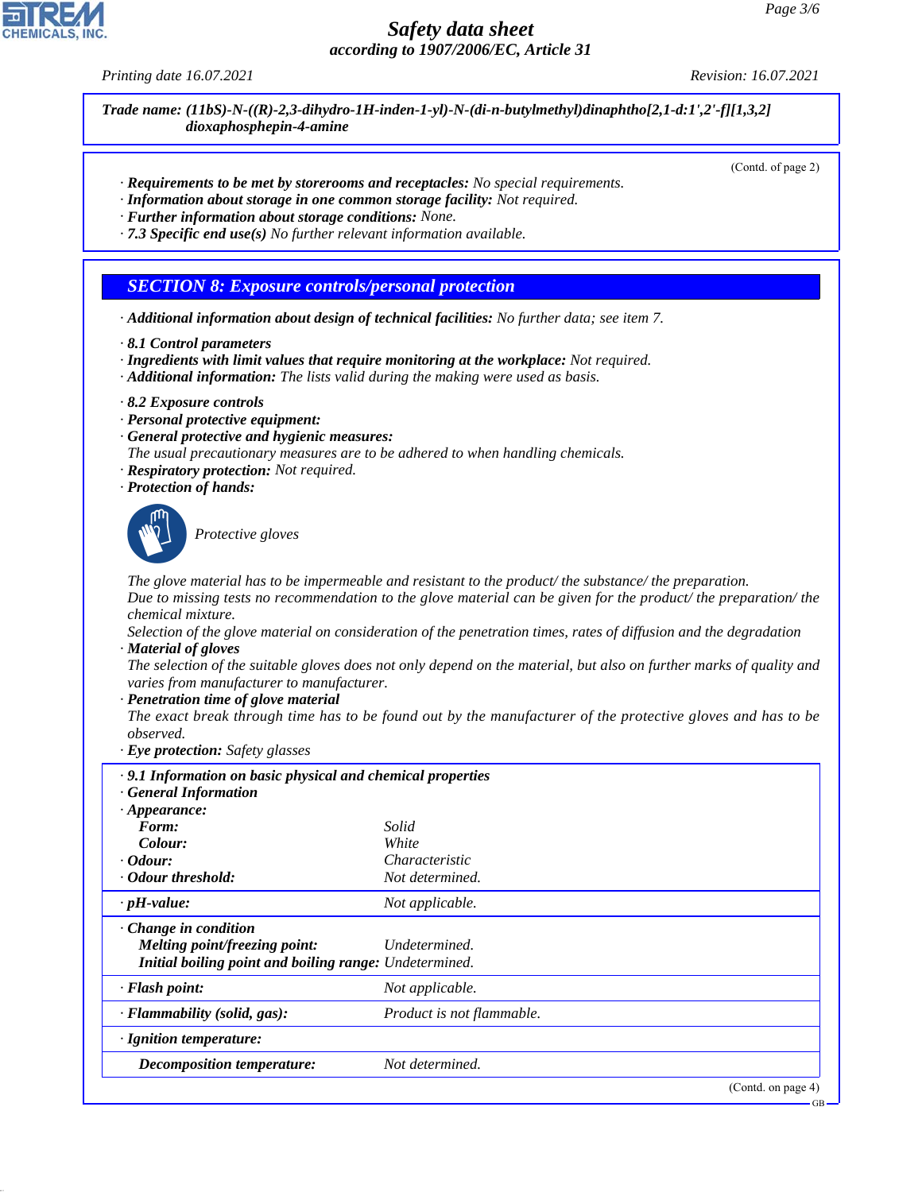Trade name: (11bS)-N-((R)-2,3-dihydro-1H-inden-1-yl)-N-(di-n-butylmethyl)dinaphtho[2,1-d:1',2'-f][1,3,2]dioxaphosphepin-4-amine

(Contd. of page 2)

· **Requirements to be met by storerooms and receptacles:** No special requirements.
· **Information about storage in one common storage facility:** Not required.
· **Further information about storage conditions:** None.
· **7.3 Specific end use(s)** No further relevant information available.

## SECTION 8: Exposure controls/personal protection

· **Additional information about design of technical facilities:** No further data; see item 7.

· **8.1 Control parameters**
· **Ingredients with limit values that require monitoring at the workplace:** Not required.
· **Additional information:** The lists valid during the making were used as basis.

· **8.2 Exposure controls**
· **Personal protective equipment:**
· **General protective and hygienic measures:**
The usual precautionary measures are to be adhered to when handling chemicals.
· **Respiratory protection:** Not required.
· **Protection of hands:**

Protective gloves

The glove material has to be impermeable and resistant to the product/ the substance/ the preparation.
Due to missing tests no recommendation to the glove material can be given for the product/ the preparation/ the chemical mixture.
Selection of the glove material on consideration of the penetration times, rates of diffusion and the degradation
· **Material of gloves**
The selection of the suitable gloves does not only depend on the material, but also on further marks of quality and varies from manufacturer to manufacturer.
· **Penetration time of glove material**
The exact break through time has to be found out by the manufacturer of the protective gloves and has to be observed.
· **Eye protection:** Safety glasses

· **9.1 Information on basic physical and chemical properties**
· **General Information**
· **Appearance:**

| | |
|---|---|
| **Form:** | Solid |
| **Colour:** | White |
| · **Odour:** | Characteristic |
| · **Odour threshold:** | Not determined. |
| · **pH-value:** | Not applicable. |
| · **Change in condition** | |
| **Melting point/freezing point:** | Undetermined. |
| **Initial boiling point and boiling range:** | Undetermined. |
| · **Flash point:** | Not applicable. |
| · **Flammability (solid, gas):** | Product is not flammable. |
| · **Ignition temperature:** | |
| **Decomposition temperature:** | Not determined. |

(Contd. on page 4)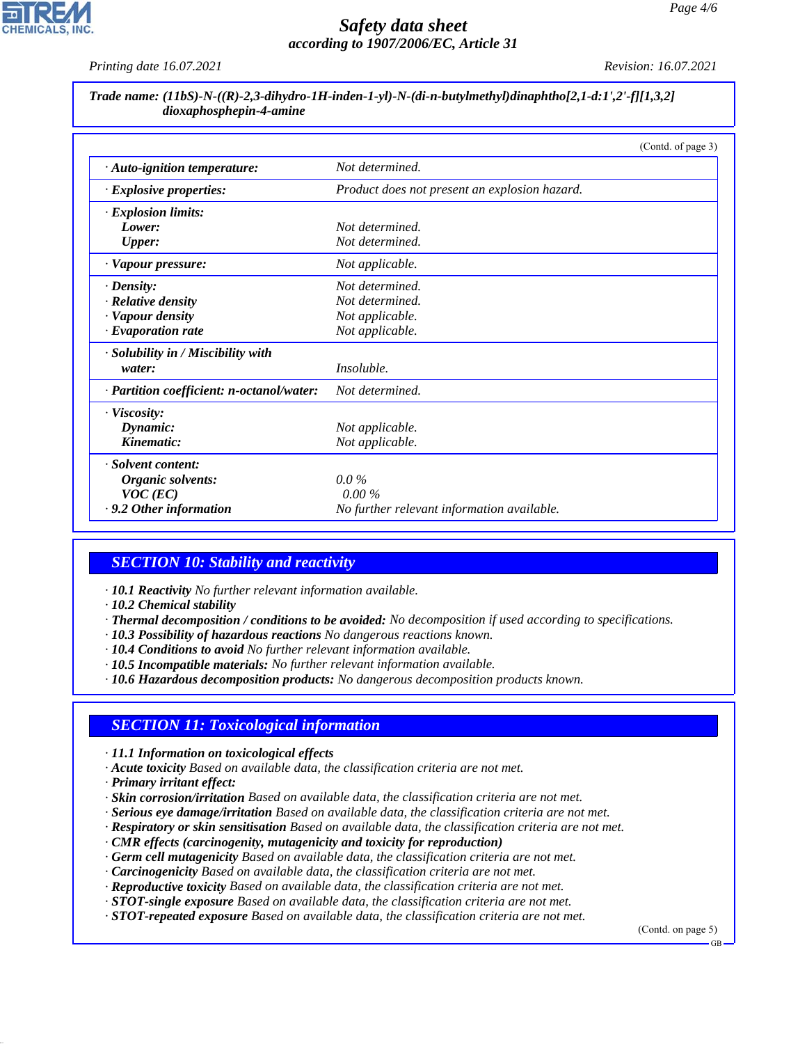**Trade name: (11bS)-N-((R)-2,3-dihydro-1H-inden-1-yl)-N-(di-n-butylmethyl)dinaphtho[2,1-d:1',2'-f][1,3,2]dioxaphosphepin-4-amine**

(Contd. of page 3)

| | |
|---|---|
| · **Auto-ignition temperature:** | Not determined. |
| · **Explosive properties:** | Product does not present an explosion hazard. |
| · **Explosion limits:**<br>**Lower:**<br>**Upper:** | <br>Not determined.<br>Not determined. |
| · **Vapour pressure:** | Not applicable. |
| · **Density:**<br>· **Relative density**<br>· **Vapour density**<br>· **Evaporation rate** | Not determined.<br>Not determined.<br>Not applicable.<br>Not applicable. |
| · **Solubility in / Miscibility with water:** | Insoluble. |
| · **Partition coefficient: n-octanol/water:** | Not determined. |
| · **Viscosity:**<br>**Dynamic:**<br>**Kinematic:** | <br>Not applicable.<br>Not applicable. |
| · **Solvent content:**<br>**Organic solvents:**<br>**VOC (EC)**<br>· **9.2 Other information** | <br>0.0 %<br>0.00 %<br>No further relevant information available. |

## SECTION 10: Stability and reactivity

· **10.1 Reactivity** No further relevant information available.
· **10.2 Chemical stability**
· **Thermal decomposition / conditions to be avoided:** No decomposition if used according to specifications.
· **10.3 Possibility of hazardous reactions** No dangerous reactions known.
· **10.4 Conditions to avoid** No further relevant information available.
· **10.5 Incompatible materials:** No further relevant information available.
· **10.6 Hazardous decomposition products:** No dangerous decomposition products known.

## SECTION 11: Toxicological information

· **11.1 Information on toxicological effects**
· **Acute toxicity** Based on available data, the classification criteria are not met.
· **Primary irritant effect:**
· **Skin corrosion/irritation** Based on available data, the classification criteria are not met.
· **Serious eye damage/irritation** Based on available data, the classification criteria are not met.
· **Respiratory or skin sensitisation** Based on available data, the classification criteria are not met.
· **CMR effects (carcinogenity, mutagenicity and toxicity for reproduction)**
· **Germ cell mutagenicity** Based on available data, the classification criteria are not met.
· **Carcinogenicity** Based on available data, the classification criteria are not met.
· **Reproductive toxicity** Based on available data, the classification criteria are not met.
· **STOT-single exposure** Based on available data, the classification criteria are not met.
· **STOT-repeated exposure** Based on available data, the classification criteria are not met.

(Contd. on page 5)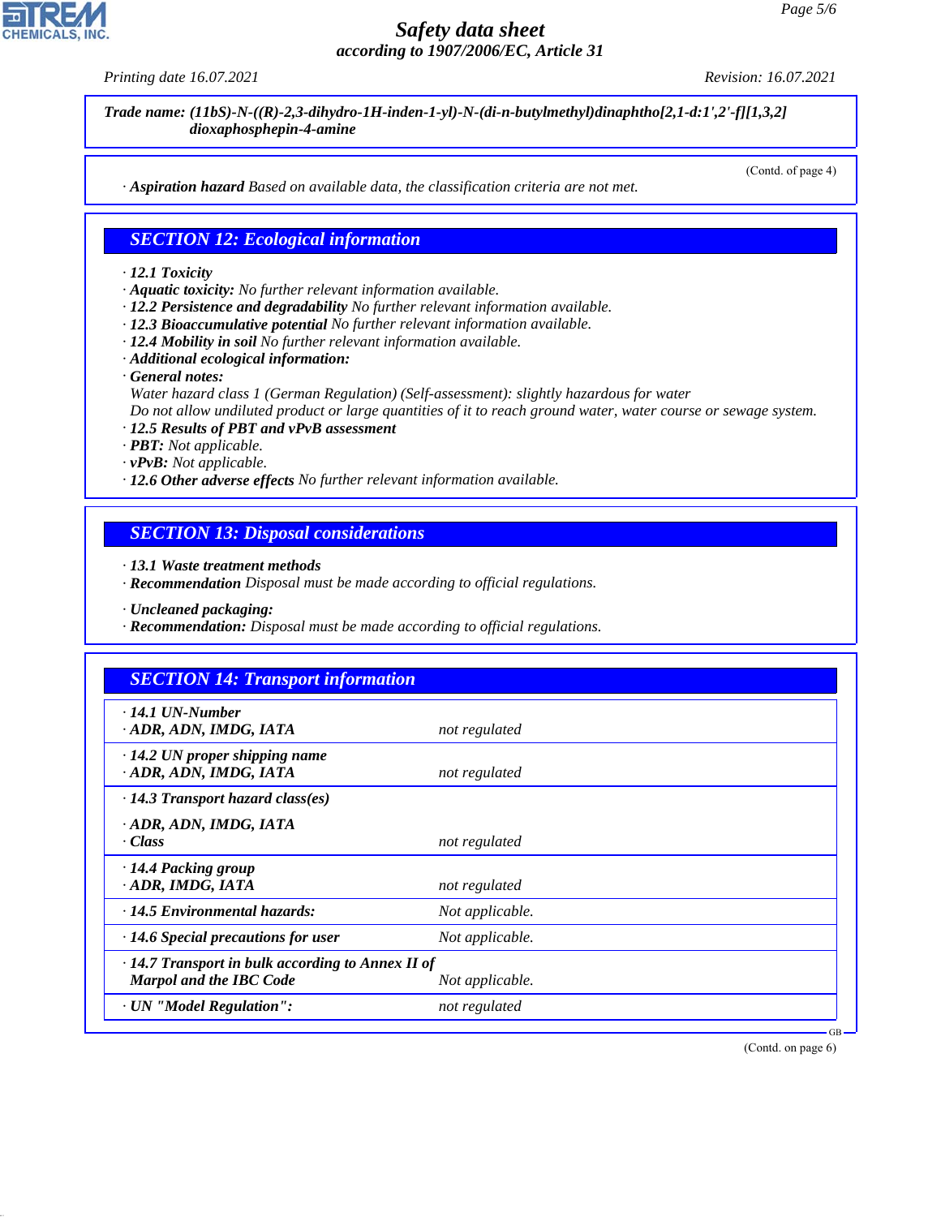**Trade name: (11bS)-N-((R)-2,3-dihydro-1H-inden-1-yl)-N-(di-n-butylmethyl)dinaphtho[2,1-d:1',2'-f][1,3,2] dioxaphosphepin-4-amine**

(Contd. of page 4)

· **Aspiration hazard** Based on available data, the classification criteria are not met.

## SECTION 12: Ecological information

· **12.1 Toxicity**
· **Aquatic toxicity:** No further relevant information available.
· **12.2 Persistence and degradability** No further relevant information available.
· **12.3 Bioaccumulative potential** No further relevant information available.
· **12.4 Mobility in soil** No further relevant information available.
· **Additional ecological information:**
· **General notes:**
Water hazard class 1 (German Regulation) (Self-assessment): slightly hazardous for water
Do not allow undiluted product or large quantities of it to reach ground water, water course or sewage system.
· **12.5 Results of PBT and vPvB assessment**
· **PBT:** Not applicable.
· **vPvB:** Not applicable.
· **12.6 Other adverse effects** No further relevant information available.

## SECTION 13: Disposal considerations

· **13.1 Waste treatment methods**
· **Recommendation** Disposal must be made according to official regulations.

· **Uncleaned packaging:**
· **Recommendation:** Disposal must be made according to official regulations.

## SECTION 14: Transport information

| | |
|---|---|
| · **14.1 UN-Number**<br>· **ADR, ADN, IMDG, IATA** | not regulated |
| · **14.2 UN proper shipping name**<br>· **ADR, ADN, IMDG, IATA** | not regulated |
| · **14.3 Transport hazard class(es)**<br>· **ADR, ADN, IMDG, IATA**<br>· **Class** | not regulated |
| · **14.4 Packing group**<br>· **ADR, IMDG, IATA** | not regulated |
| · **14.5 Environmental hazards:** | Not applicable. |
| · **14.6 Special precautions for user** | Not applicable. |
| · **14.7 Transport in bulk according to Annex II of Marpol and the IBC Code** | Not applicable. |
| · **UN "Model Regulation":** | not regulated |

(Contd. on page 6)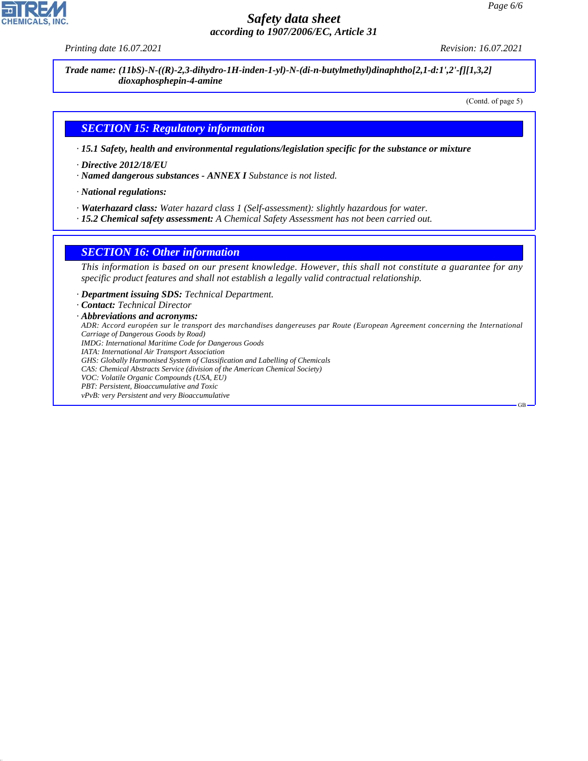**Trade name: (11bS)-N-((R)-2,3-dihydro-1H-inden-1-yl)-N-(di-n-butylmethyl)dinaphtho[2,1-d:1',2'-f][1,3,2]dioxaphosphepin-4-amine**

(Contd. of page 5)

## SECTION 15: Regulatory information

· **15.1 Safety, health and environmental regulations/legislation specific for the substance or mixture**

· **Directive 2012/18/EU**
· **Named dangerous substances - ANNEX I** Substance is not listed.

· **National regulations:**

· **Waterhazard class:** Water hazard class 1 (Self-assessment): slightly hazardous for water.
· **15.2 Chemical safety assessment:** A Chemical Safety Assessment has not been carried out.

## SECTION 16: Other information

This information is based on our present knowledge. However, this shall not constitute a guarantee for any specific product features and shall not establish a legally valid contractual relationship.

· **Department issuing SDS:** Technical Department.
· **Contact:** Technical Director
· **Abbreviations and acronyms:**
ADR: Accord européen sur le transport des marchandises dangereuses par Route (European Agreement concerning the International Carriage of Dangerous Goods by Road)
IMDG: International Maritime Code for Dangerous Goods
IATA: International Air Transport Association
GHS: Globally Harmonised System of Classification and Labelling of Chemicals
CAS: Chemical Abstracts Service (division of the American Chemical Society)
VOC: Volatile Organic Compounds (USA, EU)
PBT: Persistent, Bioaccumulative and Toxic
vPvB: very Persistent and very Bioaccumulative